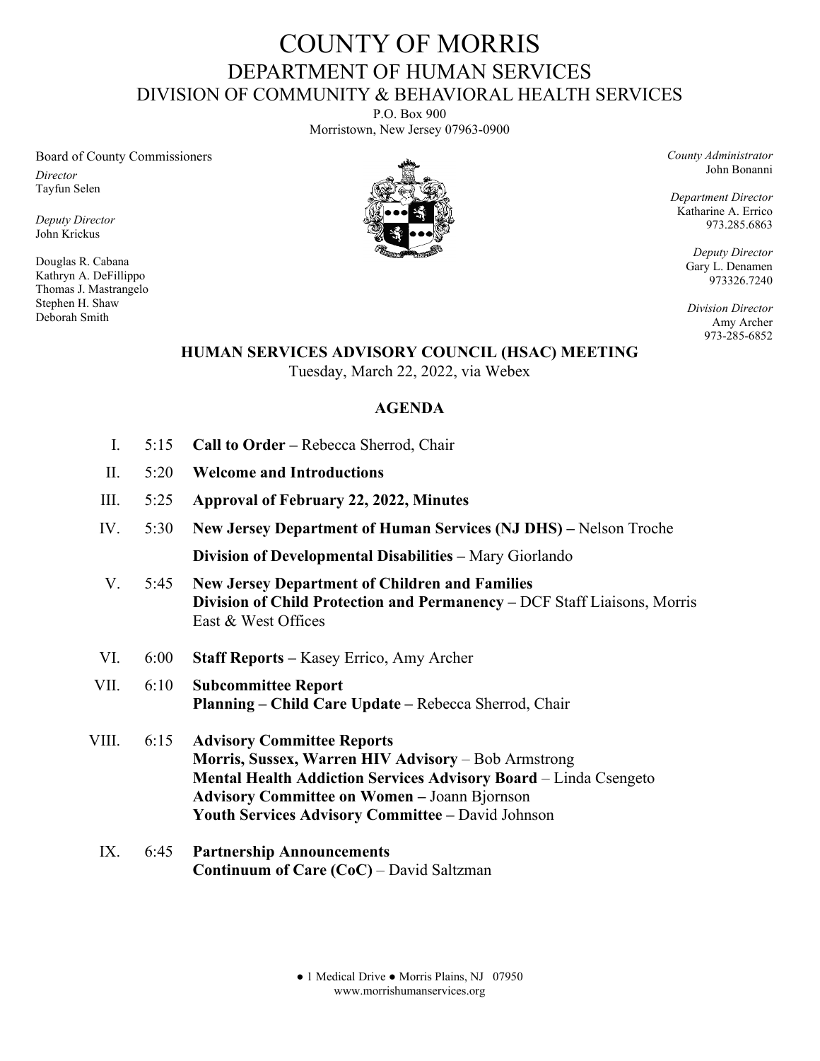# COUNTY OF MORRIS

## DEPARTMENT OF HUMAN SERVICES

## DIVISION OF COMMUNITY & BEHAVIORAL HEALTH SERVICES

P.O. Box 900
Morristown, New Jersey 07963-0900

Board of County Commissioners

*Director*
Tayfun Selen

*Deputy Director*
John Krickus

Douglas R. Cabana
Kathryn A. DeFillippo
Thomas J. Mastrangelo
Stephen H. Shaw
Deborah Smith

*County Administrator*
John Bonanni

*Department Director*
Katharine A. Errico
973.285.6863

*Deputy Director*
Gary L. Denamen
973326.7240

*Division Director*
Amy Archer
973-285-6852

**HUMAN SERVICES ADVISORY COUNCIL (HSAC) MEETING**

Tuesday, March 22, 2022, via Webex

**AGENDA**

I. 5:15 **Call to Order –** Rebecca Sherrod, Chair

II. 5:20 **Welcome and Introductions**

III. 5:25 **Approval of February 22, 2022, Minutes**

IV. 5:30 **New Jersey Department of Human Services (NJ DHS) –** Nelson Troche
**Division of Developmental Disabilities –** Mary Giorlando

V. 5:45 **New Jersey Department of Children and Families**
**Division of Child Protection and Permanency –** DCF Staff Liaisons, Morris East & West Offices

VI. 6:00 **Staff Reports –** Kasey Errico, Amy Archer

VII. 6:10 **Subcommittee Report**
**Planning – Child Care Update –** Rebecca Sherrod, Chair

VIII. 6:15 **Advisory Committee Reports**
**Morris, Sussex, Warren HIV Advisory** – Bob Armstrong
**Mental Health Addiction Services Advisory Board** – Linda Csengeto
**Advisory Committee on Women –** Joann Bjornson
**Youth Services Advisory Committee –** David Johnson

IX. 6:45 **Partnership Announcements**
**Continuum of Care (CoC)** – David Saltzman

● 1 Medical Drive ● Morris Plains, NJ 07950
www.morrishumanservices.org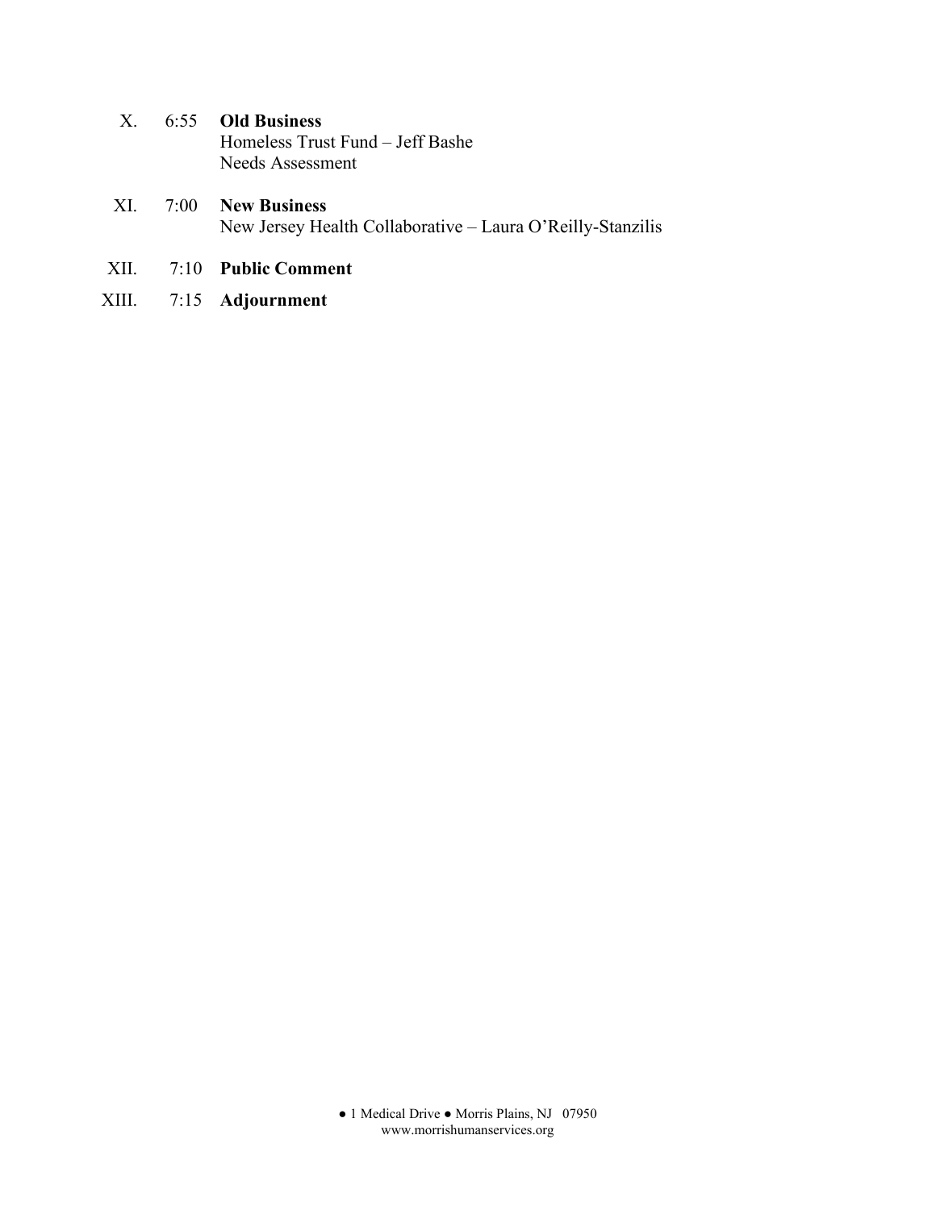X. 6:55 **Old Business**
Homeless Trust Fund – Jeff Bashe
Needs Assessment

XI. 7:00 **New Business**
New Jersey Health Collaborative – Laura O'Reilly-Stanzilis

XII. 7:10 **Public Comment**

XIII. 7:15 **Adjournment**

● 1 Medical Drive ● Morris Plains, NJ 07950
www.morrishumanservices.org